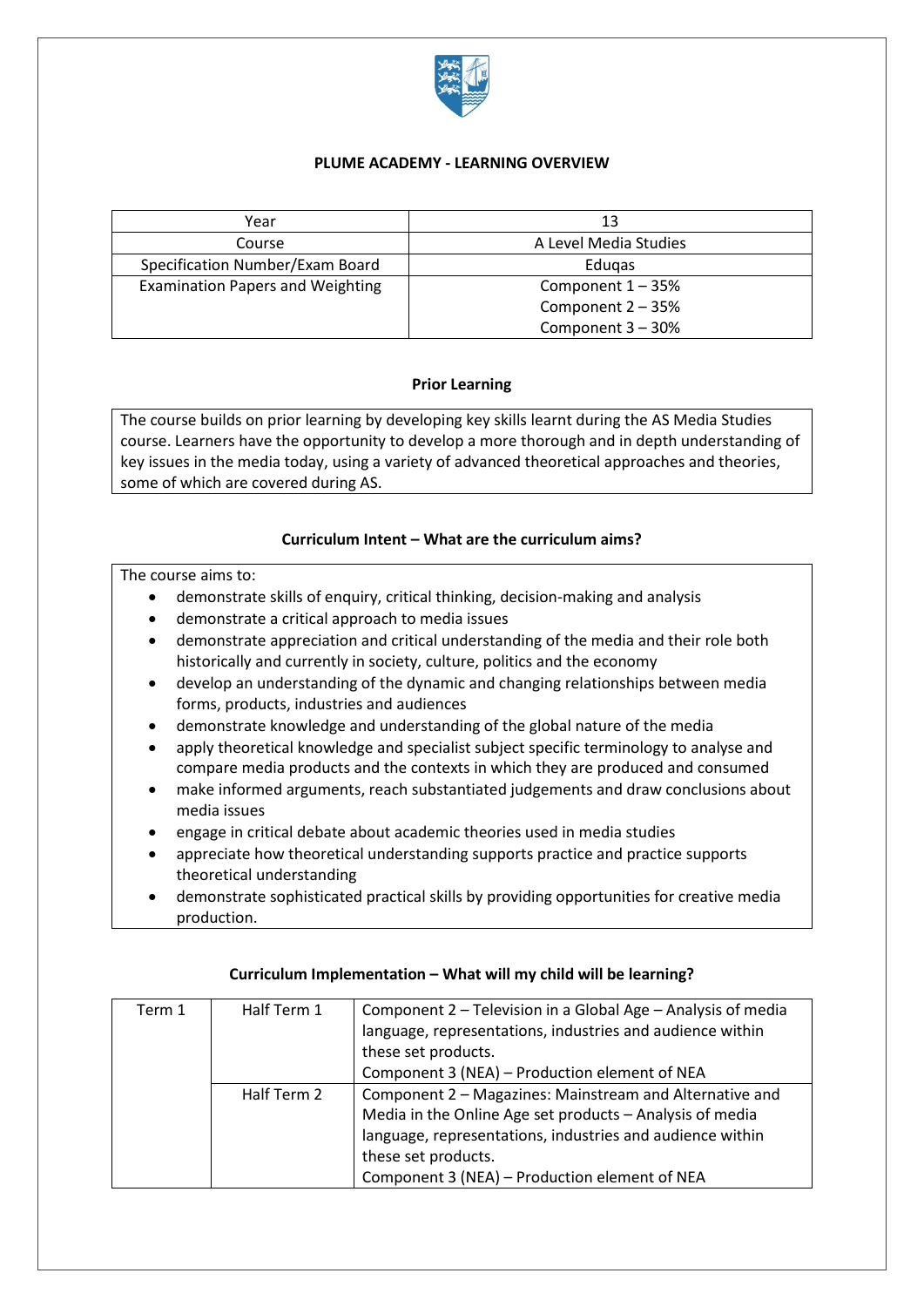# PLUME ACADEMY - LEARNING OVERVIEW

| Year | 13 |
|---|---|
| Course | A Level Media Studies |
| Specification Number/Exam Board | Eduqas |
| Examination Papers and Weighting | Component 1 – 35%<br>Component 2 – 35%<br>Component 3 – 30% |

## Prior Learning

The course builds on prior learning by developing key skills learnt during the AS Media Studies course. Learners have the opportunity to develop a more thorough and in depth understanding of key issues in the media today, using a variety of advanced theoretical approaches and theories, some of which are covered during AS.

## Curriculum Intent – What are the curriculum aims?

The course aims to:

- demonstrate skills of enquiry, critical thinking, decision-making and analysis
- demonstrate a critical approach to media issues
- demonstrate appreciation and critical understanding of the media and their role both historically and currently in society, culture, politics and the economy
- develop an understanding of the dynamic and changing relationships between media forms, products, industries and audiences
- demonstrate knowledge and understanding of the global nature of the media
- apply theoretical knowledge and specialist subject specific terminology to analyse and compare media products and the contexts in which they are produced and consumed
- make informed arguments, reach substantiated judgements and draw conclusions about media issues
- engage in critical debate about academic theories used in media studies
- appreciate how theoretical understanding supports practice and practice supports theoretical understanding
- demonstrate sophisticated practical skills by providing opportunities for creative media production.

## Curriculum Implementation – What will my child will be learning?

| | | |
|---|---|---|
| Term 1 | Half Term 1 | Component 2 – Television in a Global Age – Analysis of media language, representations, industries and audience within these set products.<br>Component 3 (NEA) – Production element of NEA |
| | Half Term 2 | Component 2 – Magazines: Mainstream and Alternative and Media in the Online Age set products – Analysis of media language, representations, industries and audience within these set products.<br>Component 3 (NEA) – Production element of NEA |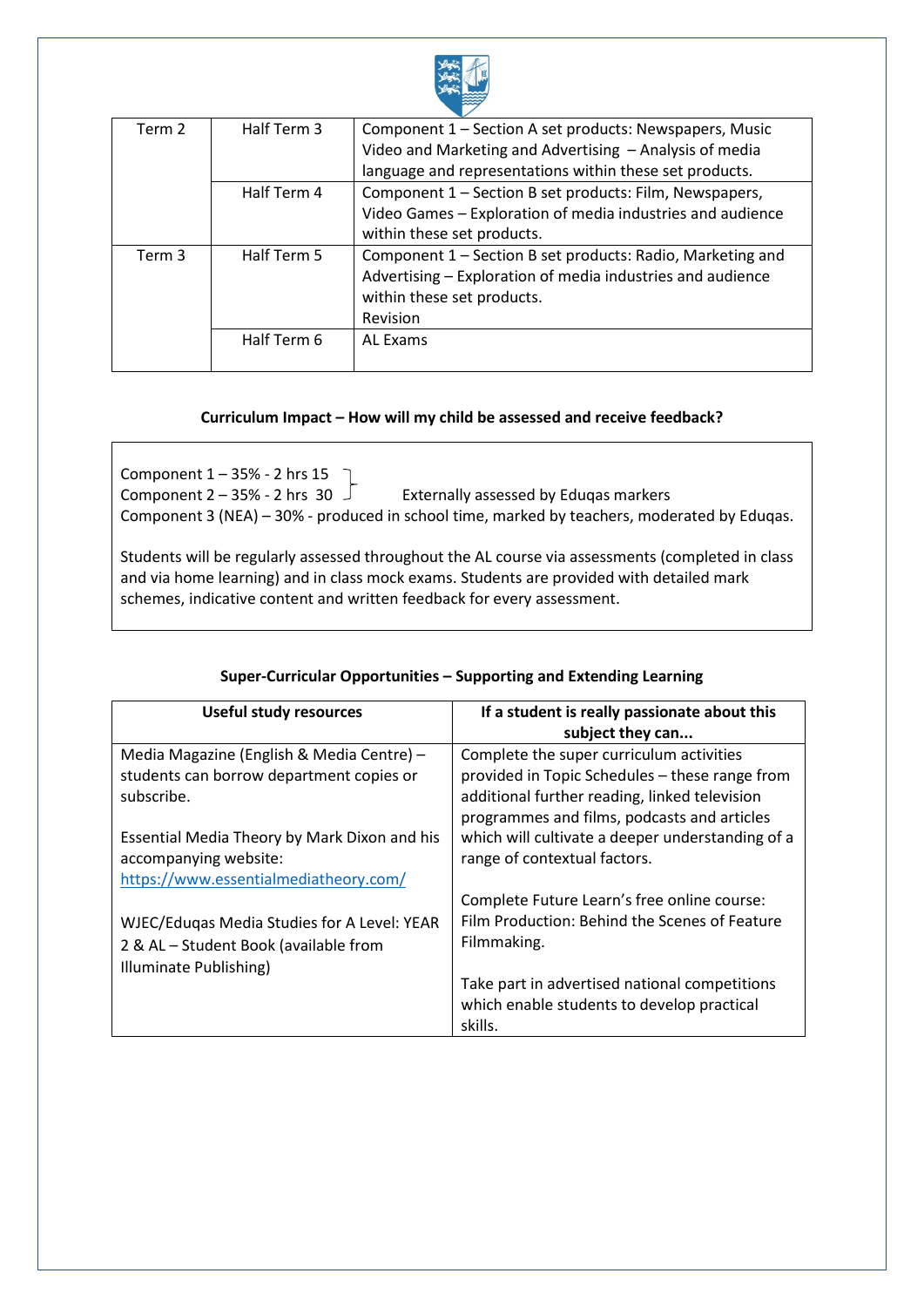| | | |
|---|---|---|
| Term 2 | Half Term 3 | Component 1 – Section A set products: Newspapers, Music Video and Marketing and Advertising – Analysis of media language and representations within these set products. |
| | Half Term 4 | Component 1 – Section B set products: Film, Newspapers, Video Games – Exploration of media industries and audience within these set products. |
| Term 3 | Half Term 5 | Component 1 – Section B set products: Radio, Marketing and Advertising – Exploration of media industries and audience within these set products. Revision |
| | Half Term 6 | AL Exams |

**Curriculum Impact – How will my child be assessed and receive feedback?**

Component 1 – 35% - 2 hrs 15
Component 2 – 35% - 2 hrs 30 } Externally assessed by Eduqas markers
Component 3 (NEA) – 30% - produced in school time, marked by teachers, moderated by Eduqas.

Students will be regularly assessed throughout the AL course via assessments (completed in class and via home learning) and in class mock exams. Students are provided with detailed mark schemes, indicative content and written feedback for every assessment.

**Super-Curricular Opportunities – Supporting and Extending Learning**

| Useful study resources | If a student is really passionate about this subject they can... |
|---|---|
| Media Magazine (English & Media Centre) – students can borrow department copies or subscribe.<br><br>Essential Media Theory by Mark Dixon and his accompanying website: https://www.essentialmediatheory.com/<br><br>WJEC/Eduqas Media Studies for A Level: YEAR 2 & AL – Student Book (available from Illuminate Publishing) | Complete the super curriculum activities provided in Topic Schedules – these range from additional further reading, linked television programmes and films, podcasts and articles which will cultivate a deeper understanding of a range of contextual factors.<br><br>Complete Future Learn's free online course: Film Production: Behind the Scenes of Feature Filmmaking.<br><br>Take part in advertised national competitions which enable students to develop practical skills. |